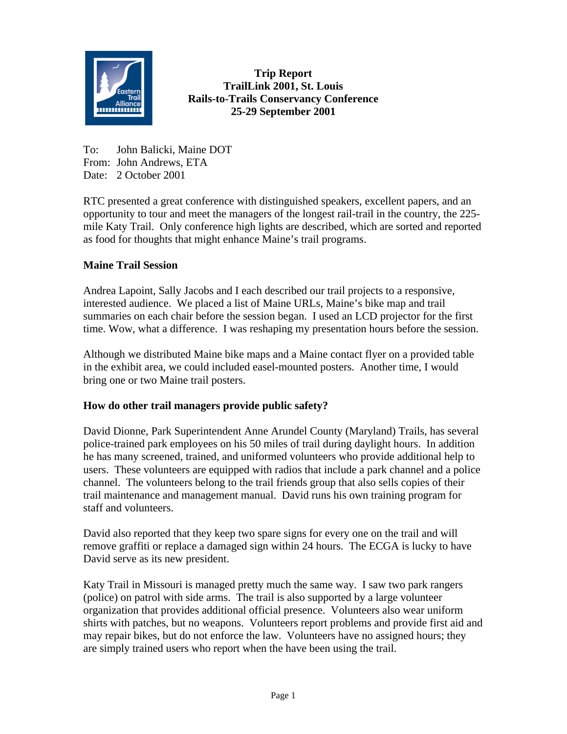**Trip Report**
**TrailLink 2001, St. Louis**
**Rails-to-Trails Conservancy Conference**
**25-29 September 2001**

To: John Balicki, Maine DOT
From: John Andrews, ETA
Date: 2 October 2001

RTC presented a great conference with distinguished speakers, excellent papers, and an opportunity to tour and meet the managers of the longest rail-trail in the country, the 225-mile Katy Trail. Only conference high lights are described, which are sorted and reported as food for thoughts that might enhance Maine's trail programs.

**Maine Trail Session**

Andrea Lapoint, Sally Jacobs and I each described our trail projects to a responsive, interested audience. We placed a list of Maine URLs, Maine's bike map and trail summaries on each chair before the session began. I used an LCD projector for the first time. Wow, what a difference. I was reshaping my presentation hours before the session.

Although we distributed Maine bike maps and a Maine contact flyer on a provided table in the exhibit area, we could included easel-mounted posters. Another time, I would bring one or two Maine trail posters.

**How do other trail managers provide public safety?**

David Dionne, Park Superintendent Anne Arundel County (Maryland) Trails, has several police-trained park employees on his 50 miles of trail during daylight hours. In addition he has many screened, trained, and uniformed volunteers who provide additional help to users. These volunteers are equipped with radios that include a park channel and a police channel. The volunteers belong to the trail friends group that also sells copies of their trail maintenance and management manual. David runs his own training program for staff and volunteers.

David also reported that they keep two spare signs for every one on the trail and will remove graffiti or replace a damaged sign within 24 hours. The ECGA is lucky to have David serve as its new president.

Katy Trail in Missouri is managed pretty much the same way. I saw two park rangers (police) on patrol with side arms. The trail is also supported by a large volunteer organization that provides additional official presence. Volunteers also wear uniform shirts with patches, but no weapons. Volunteers report problems and provide first aid and may repair bikes, but do not enforce the law. Volunteers have no assigned hours; they are simply trained users who report when the have been using the trail.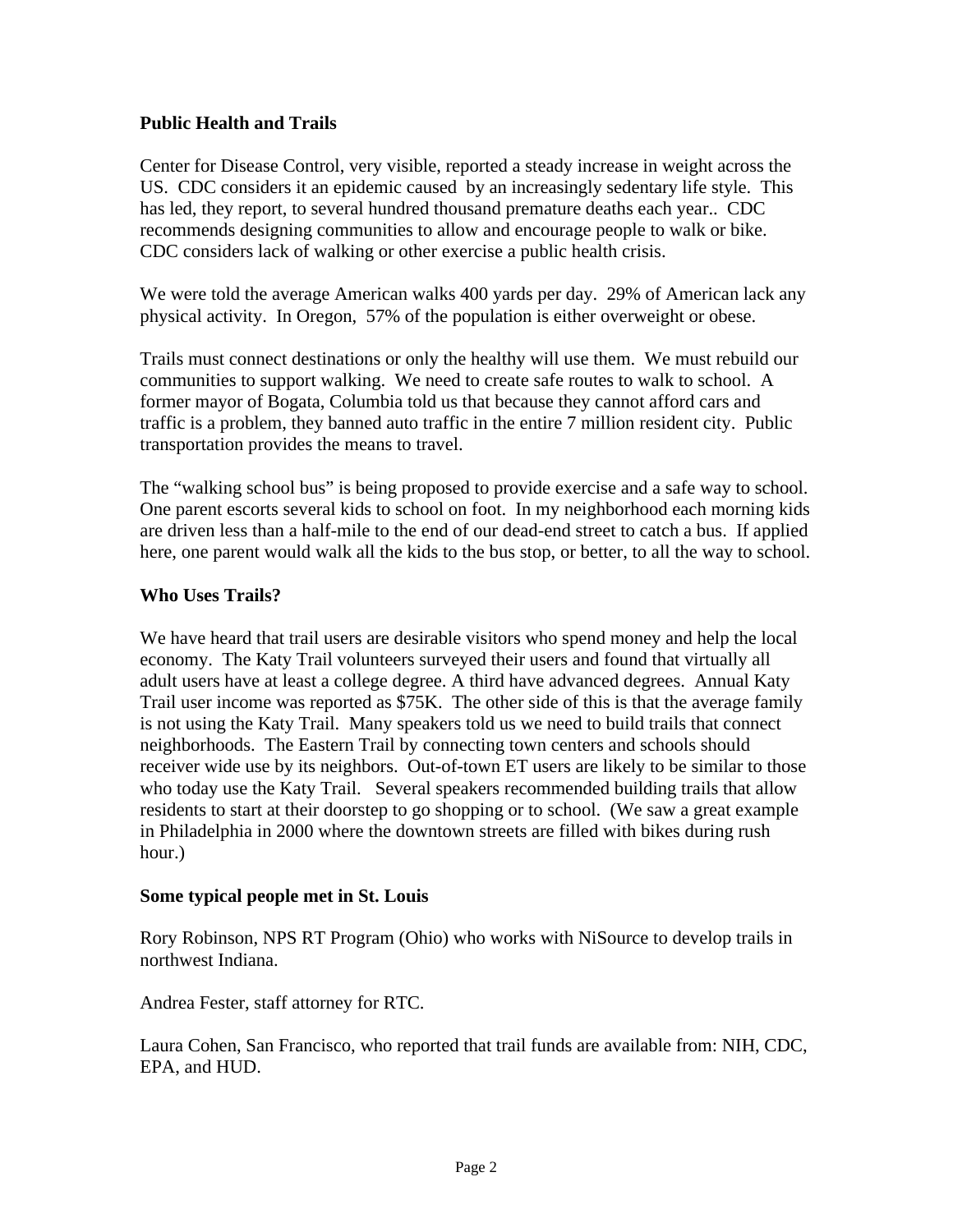**Public Health and Trails**

Center for Disease Control, very visible, reported a steady increase in weight across the US. CDC considers it an epidemic caused by an increasingly sedentary life style. This has led, they report, to several hundred thousand premature deaths each year.. CDC recommends designing communities to allow and encourage people to walk or bike. CDC considers lack of walking or other exercise a public health crisis.

We were told the average American walks 400 yards per day. 29% of American lack any physical activity. In Oregon, 57% of the population is either overweight or obese.

Trails must connect destinations or only the healthy will use them. We must rebuild our communities to support walking. We need to create safe routes to walk to school. A former mayor of Bogata, Columbia told us that because they cannot afford cars and traffic is a problem, they banned auto traffic in the entire 7 million resident city. Public transportation provides the means to travel.

The "walking school bus" is being proposed to provide exercise and a safe way to school. One parent escorts several kids to school on foot. In my neighborhood each morning kids are driven less than a half-mile to the end of our dead-end street to catch a bus. If applied here, one parent would walk all the kids to the bus stop, or better, to all the way to school.

**Who Uses Trails?**

We have heard that trail users are desirable visitors who spend money and help the local economy. The Katy Trail volunteers surveyed their users and found that virtually all adult users have at least a college degree. A third have advanced degrees. Annual Katy Trail user income was reported as $75K. The other side of this is that the average family is not using the Katy Trail. Many speakers told us we need to build trails that connect neighborhoods. The Eastern Trail by connecting town centers and schools should receiver wide use by its neighbors. Out-of-town ET users are likely to be similar to those who today use the Katy Trail. Several speakers recommended building trails that allow residents to start at their doorstep to go shopping or to school. (We saw a great example in Philadelphia in 2000 where the downtown streets are filled with bikes during rush hour.)

**Some typical people met in St. Louis**

Rory Robinson, NPS RT Program (Ohio) who works with NiSource to develop trails in northwest Indiana.

Andrea Fester, staff attorney for RTC.

Laura Cohen, San Francisco, who reported that trail funds are available from: NIH, CDC, EPA, and HUD.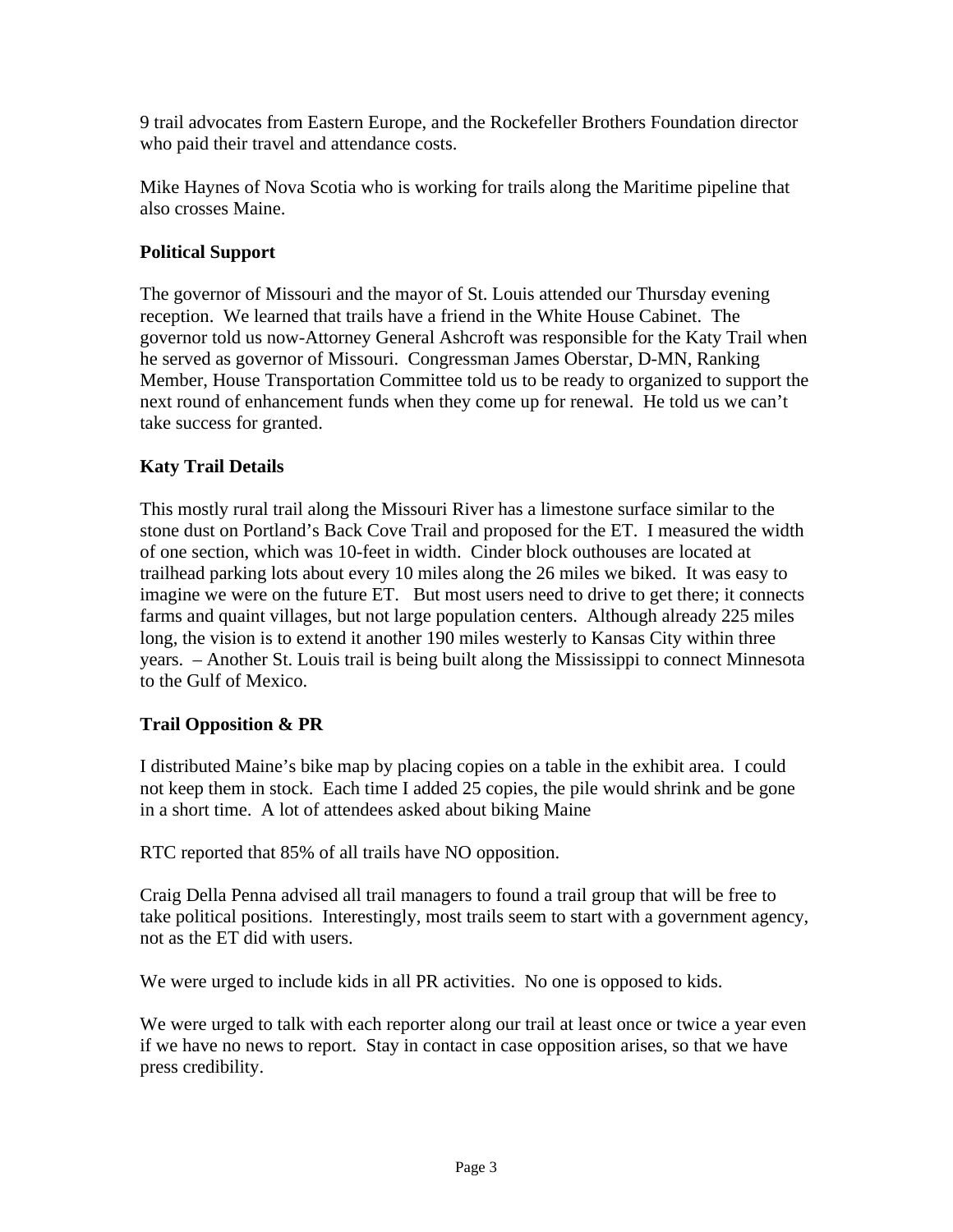9 trail advocates from Eastern Europe, and the Rockefeller Brothers Foundation director who paid their travel and attendance costs.

Mike Haynes of Nova Scotia who is working for trails along the Maritime pipeline that also crosses Maine.

**Political Support**

The governor of Missouri and the mayor of St. Louis attended our Thursday evening reception. We learned that trails have a friend in the White House Cabinet. The governor told us now-Attorney General Ashcroft was responsible for the Katy Trail when he served as governor of Missouri. Congressman James Oberstar, D-MN, Ranking Member, House Transportation Committee told us to be ready to organized to support the next round of enhancement funds when they come up for renewal. He told us we can't take success for granted.

**Katy Trail Details**

This mostly rural trail along the Missouri River has a limestone surface similar to the stone dust on Portland's Back Cove Trail and proposed for the ET. I measured the width of one section, which was 10-feet in width. Cinder block outhouses are located at trailhead parking lots about every 10 miles along the 26 miles we biked. It was easy to imagine we were on the future ET. But most users need to drive to get there; it connects farms and quaint villages, but not large population centers. Although already 225 miles long, the vision is to extend it another 190 miles westerly to Kansas City within three years. – Another St. Louis trail is being built along the Mississippi to connect Minnesota to the Gulf of Mexico.

**Trail Opposition & PR**

I distributed Maine's bike map by placing copies on a table in the exhibit area. I could not keep them in stock. Each time I added 25 copies, the pile would shrink and be gone in a short time. A lot of attendees asked about biking Maine

RTC reported that 85% of all trails have NO opposition.

Craig Della Penna advised all trail managers to found a trail group that will be free to take political positions. Interestingly, most trails seem to start with a government agency, not as the ET did with users.

We were urged to include kids in all PR activities. No one is opposed to kids.

We were urged to talk with each reporter along our trail at least once or twice a year even if we have no news to report. Stay in contact in case opposition arises, so that we have press credibility.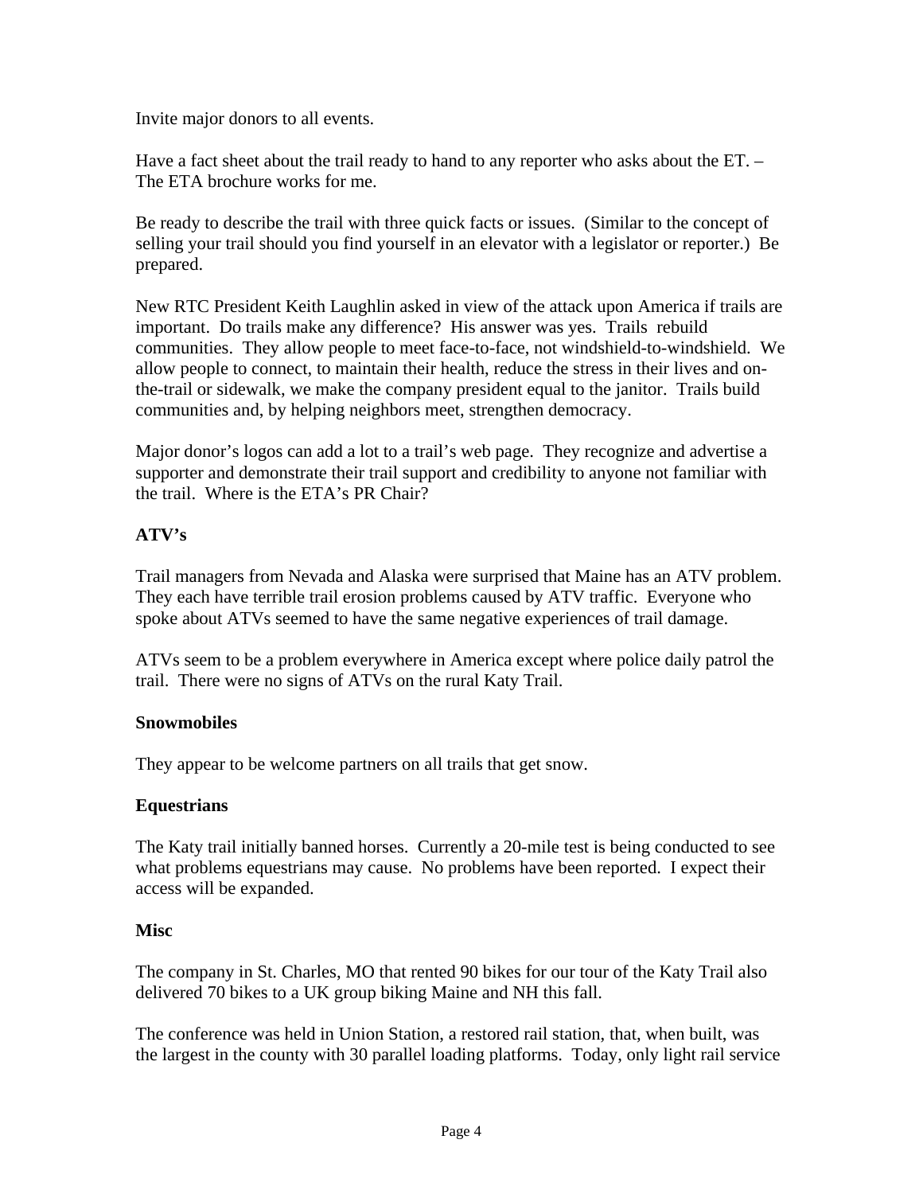Invite major donors to all events.

Have a fact sheet about the trail ready to hand to any reporter who asks about the ET. – The ETA brochure works for me.

Be ready to describe the trail with three quick facts or issues. (Similar to the concept of selling your trail should you find yourself in an elevator with a legislator or reporter.) Be prepared.

New RTC President Keith Laughlin asked in view of the attack upon America if trails are important. Do trails make any difference? His answer was yes. Trails rebuild communities. They allow people to meet face-to-face, not windshield-to-windshield. We allow people to connect, to maintain their health, reduce the stress in their lives and on-the-trail or sidewalk, we make the company president equal to the janitor. Trails build communities and, by helping neighbors meet, strengthen democracy.

Major donor's logos can add a lot to a trail's web page. They recognize and advertise a supporter and demonstrate their trail support and credibility to anyone not familiar with the trail. Where is the ETA's PR Chair?

**ATV's**

Trail managers from Nevada and Alaska were surprised that Maine has an ATV problem. They each have terrible trail erosion problems caused by ATV traffic. Everyone who spoke about ATVs seemed to have the same negative experiences of trail damage.

ATVs seem to be a problem everywhere in America except where police daily patrol the trail. There were no signs of ATVs on the rural Katy Trail.

**Snowmobiles**

They appear to be welcome partners on all trails that get snow.

**Equestrians**

The Katy trail initially banned horses. Currently a 20-mile test is being conducted to see what problems equestrians may cause. No problems have been reported. I expect their access will be expanded.

**Misc**

The company in St. Charles, MO that rented 90 bikes for our tour of the Katy Trail also delivered 70 bikes to a UK group biking Maine and NH this fall.

The conference was held in Union Station, a restored rail station, that, when built, was the largest in the county with 30 parallel loading platforms. Today, only light rail service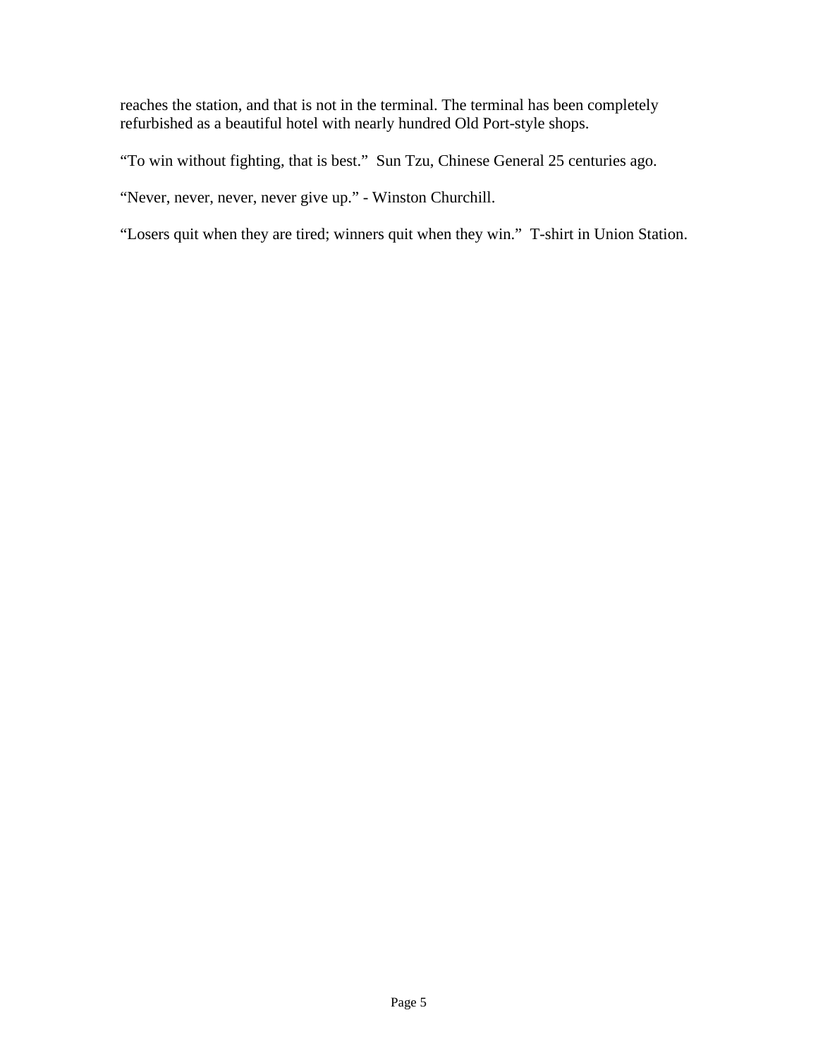reaches the station, and that is not in the terminal. The terminal has been completely refurbished as a beautiful hotel with nearly hundred Old Port-style shops.

“To win without fighting, that is best.” Sun Tzu, Chinese General 25 centuries ago.

“Never, never, never, never give up.” - Winston Churchill.

“Losers quit when they are tired; winners quit when they win.” T-shirt in Union Station.